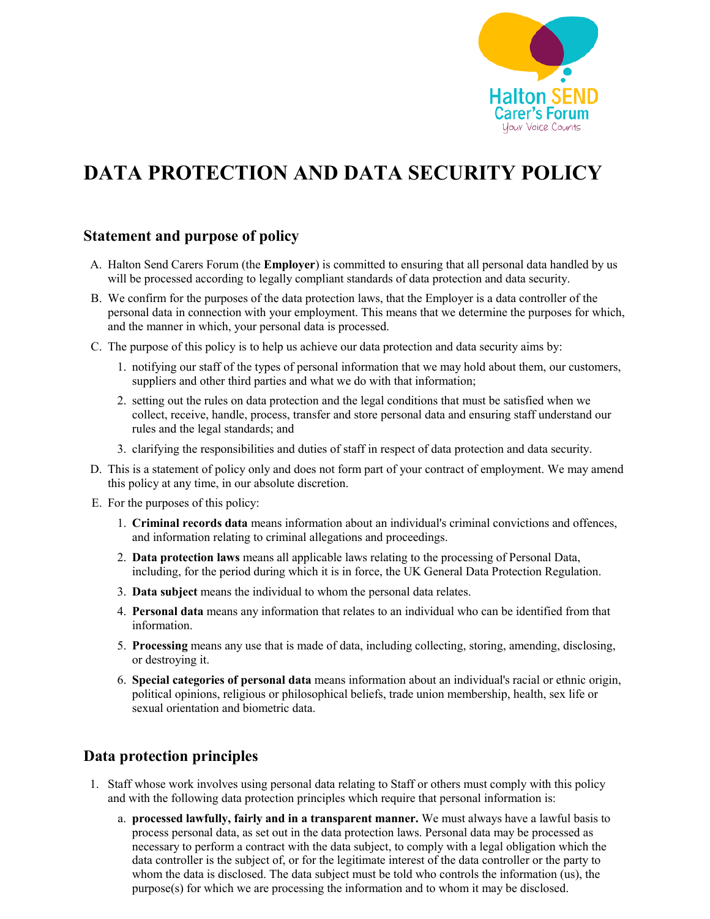# DATA PROTECTION AND DATA SECURITY POLICY

## Statement and purpose of policy

A. Halton Send Carers Forum (the **Employer**) is committed to ensuring that all personal data handled by us will be processed according to legally compliant standards of data protection and data security.

B. We confirm for the purposes of the data protection laws, that the Employer is a data controller of the personal data in connection with your employment. This means that we determine the purposes for which, and the manner in which, your personal data is processed.

C. The purpose of this policy is to help us achieve our data protection and data security aims by:

   1. notifying our staff of the types of personal information that we may hold about them, our customers, suppliers and other third parties and what we do with that information;
   2. setting out the rules on data protection and the legal conditions that must be satisfied when we collect, receive, handle, process, transfer and store personal data and ensuring staff understand our rules and the legal standards; and
   3. clarifying the responsibilities and duties of staff in respect of data protection and data security.

D. This is a statement of policy only and does not form part of your contract of employment. We may amend this policy at any time, in our absolute discretion.

E. For the purposes of this policy:

   1. **Criminal records data** means information about an individual's criminal convictions and offences, and information relating to criminal allegations and proceedings.
   2. **Data protection laws** means all applicable laws relating to the processing of Personal Data, including, for the period during which it is in force, the UK General Data Protection Regulation.
   3. **Data subject** means the individual to whom the personal data relates.
   4. **Personal data** means any information that relates to an individual who can be identified from that information.
   5. **Processing** means any use that is made of data, including collecting, storing, amending, disclosing, or destroying it.
   6. **Special categories of personal data** means information about an individual's racial or ethnic origin, political opinions, religious or philosophical beliefs, trade union membership, health, sex life or sexual orientation and biometric data.

## Data protection principles

1. Staff whose work involves using personal data relating to Staff or others must comply with this policy and with the following data protection principles which require that personal information is:

   a. **processed lawfully, fairly and in a transparent manner.** We must always have a lawful basis to process personal data, as set out in the data protection laws. Personal data may be processed as necessary to perform a contract with the data subject, to comply with a legal obligation which the data controller is the subject of, or for the legitimate interest of the data controller or the party to whom the data is disclosed. The data subject must be told who controls the information (us), the purpose(s) for which we are processing the information and to whom it may be disclosed.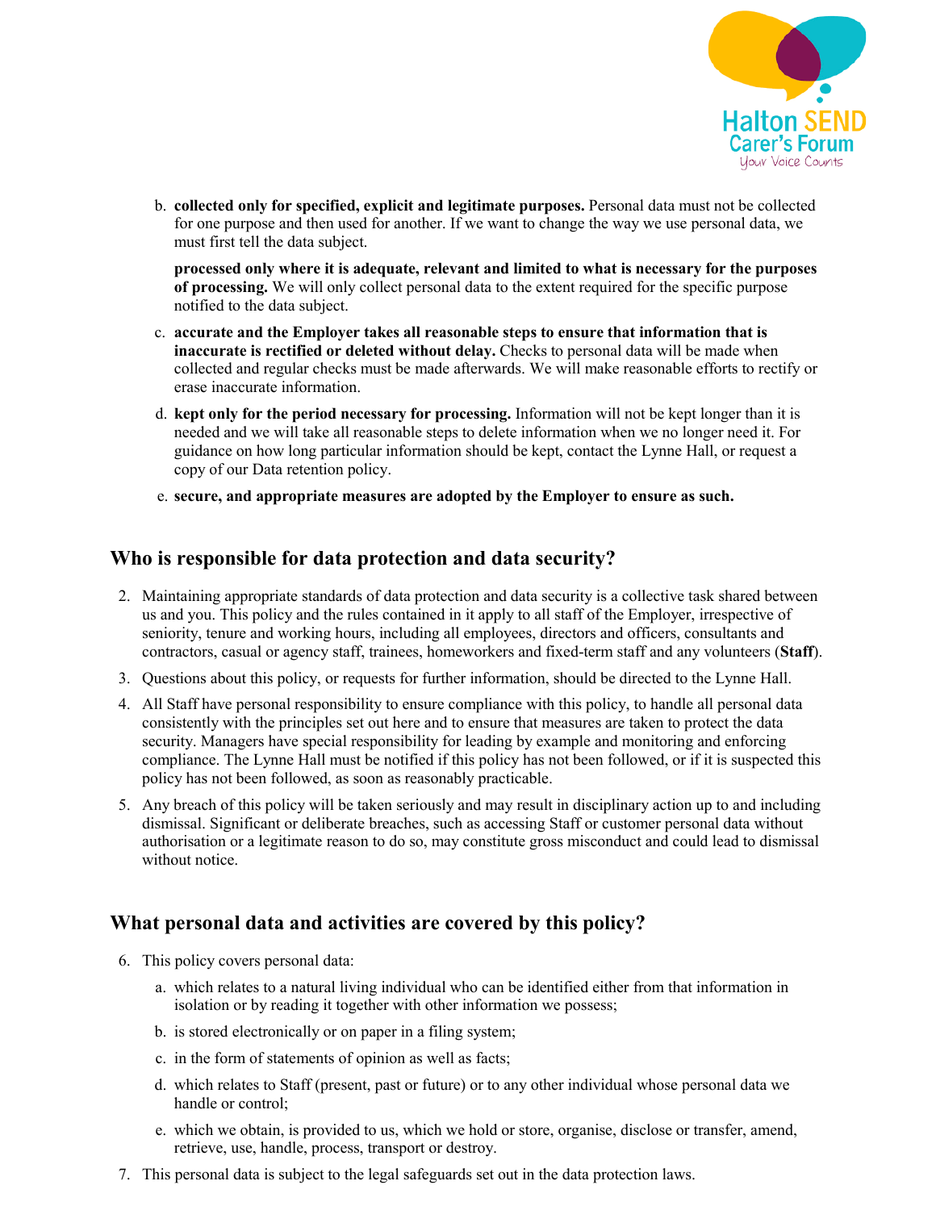b. **collected only for specified, explicit and legitimate purposes.** Personal data must not be collected for one purpose and then used for another. If we want to change the way we use personal data, we must first tell the data subject.

   **processed only where it is adequate, relevant and limited to what is necessary for the purposes of processing.** We will only collect personal data to the extent required for the specific purpose notified to the data subject.

c. **accurate and the Employer takes all reasonable steps to ensure that information that is inaccurate is rectified or deleted without delay.** Checks to personal data will be made when collected and regular checks must be made afterwards. We will make reasonable efforts to rectify or erase inaccurate information.

d. **kept only for the period necessary for processing.** Information will not be kept longer than it is needed and we will take all reasonable steps to delete information when we no longer need it. For guidance on how long particular information should be kept, contact the Lynne Hall, or request a copy of our Data retention policy.

e. **secure, and appropriate measures are adopted by the Employer to ensure as such.**

## Who is responsible for data protection and data security?

2. Maintaining appropriate standards of data protection and data security is a collective task shared between us and you. This policy and the rules contained in it apply to all staff of the Employer, irrespective of seniority, tenure and working hours, including all employees, directors and officers, consultants and contractors, casual or agency staff, trainees, homeworkers and fixed-term staff and any volunteers (**Staff**).
3. Questions about this policy, or requests for further information, should be directed to the Lynne Hall.
4. All Staff have personal responsibility to ensure compliance with this policy, to handle all personal data consistently with the principles set out here and to ensure that measures are taken to protect the data security. Managers have special responsibility for leading by example and monitoring and enforcing compliance. The Lynne Hall must be notified if this policy has not been followed, or if it is suspected this policy has not been followed, as soon as reasonably practicable.
5. Any breach of this policy will be taken seriously and may result in disciplinary action up to and including dismissal. Significant or deliberate breaches, such as accessing Staff or customer personal data without authorisation or a legitimate reason to do so, may constitute gross misconduct and could lead to dismissal without notice.

## What personal data and activities are covered by this policy?

6. This policy covers personal data:
   a. which relates to a natural living individual who can be identified either from that information in isolation or by reading it together with other information we possess;
   b. is stored electronically or on paper in a filing system;
   c. in the form of statements of opinion as well as facts;
   d. which relates to Staff (present, past or future) or to any other individual whose personal data we handle or control;
   e. which we obtain, is provided to us, which we hold or store, organise, disclose or transfer, amend, retrieve, use, handle, process, transport or destroy.
7. This personal data is subject to the legal safeguards set out in the data protection laws.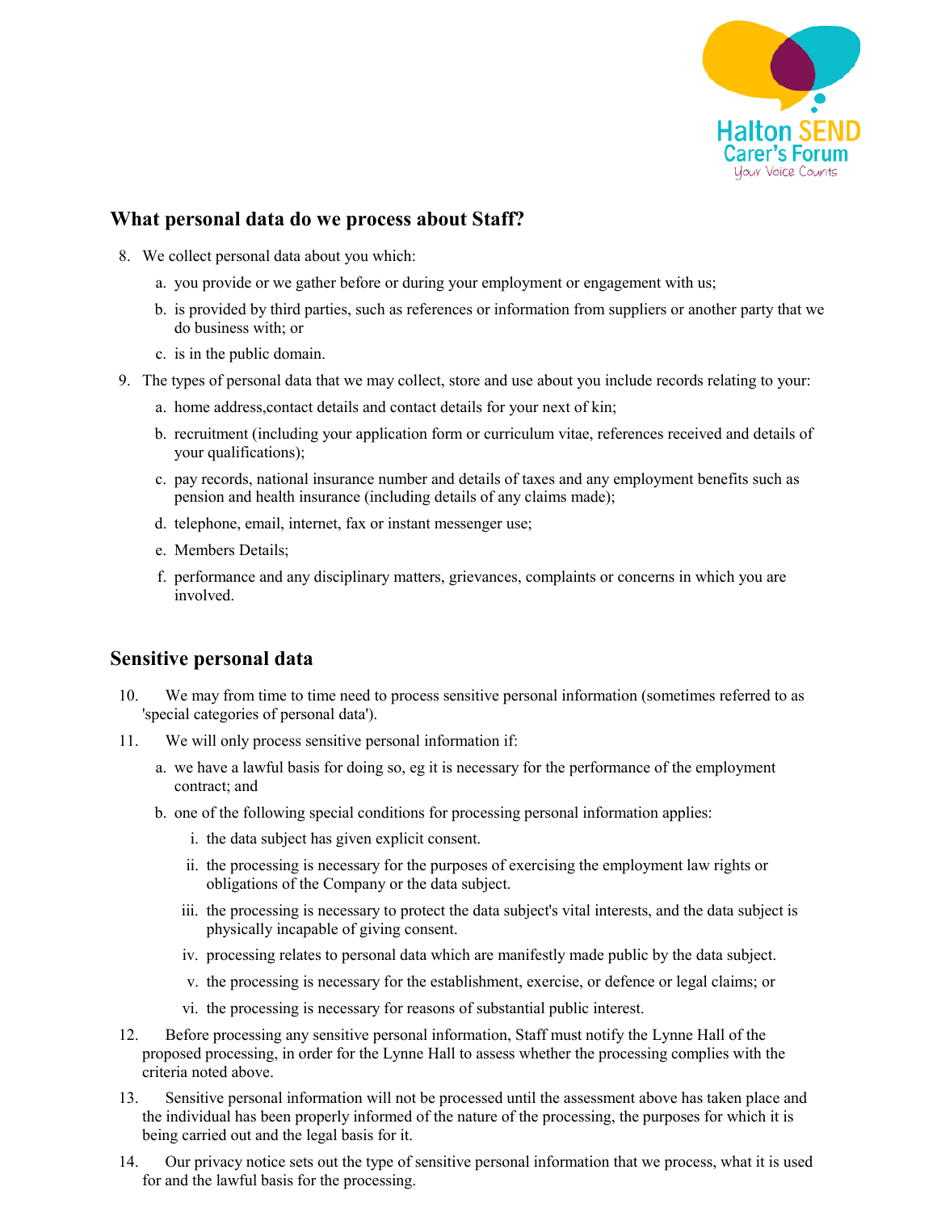## What personal data do we process about Staff?

8. We collect personal data about you which:
   a. you provide or we gather before or during your employment or engagement with us;
   b. is provided by third parties, such as references or information from suppliers or another party that we do business with; or
   c. is in the public domain.
9. The types of personal data that we may collect, store and use about you include records relating to your:
   a. home address,contact details and contact details for your next of kin;
   b. recruitment (including your application form or curriculum vitae, references received and details of your qualifications);
   c. pay records, national insurance number and details of taxes and any employment benefits such as pension and health insurance (including details of any claims made);
   d. telephone, email, internet, fax or instant messenger use;
   e. Members Details;
   f. performance and any disciplinary matters, grievances, complaints or concerns in which you are involved.

## Sensitive personal data

10. We may from time to time need to process sensitive personal information (sometimes referred to as 'special categories of personal data').
11. We will only process sensitive personal information if:
    a. we have a lawful basis for doing so, eg it is necessary for the performance of the employment contract; and
    b. one of the following special conditions for processing personal information applies:
       i. the data subject has given explicit consent.
       ii. the processing is necessary for the purposes of exercising the employment law rights or obligations of the Company or the data subject.
       iii. the processing is necessary to protect the data subject's vital interests, and the data subject is physically incapable of giving consent.
       iv. processing relates to personal data which are manifestly made public by the data subject.
       v. the processing is necessary for the establishment, exercise, or defence or legal claims; or
       vi. the processing is necessary for reasons of substantial public interest.
12. Before processing any sensitive personal information, Staff must notify the Lynne Hall of the proposed processing, in order for the Lynne Hall to assess whether the processing complies with the criteria noted above.
13. Sensitive personal information will not be processed until the assessment above has taken place and the individual has been properly informed of the nature of the processing, the purposes for which it is being carried out and the legal basis for it.
14. Our privacy notice sets out the type of sensitive personal information that we process, what it is used for and the lawful basis for the processing.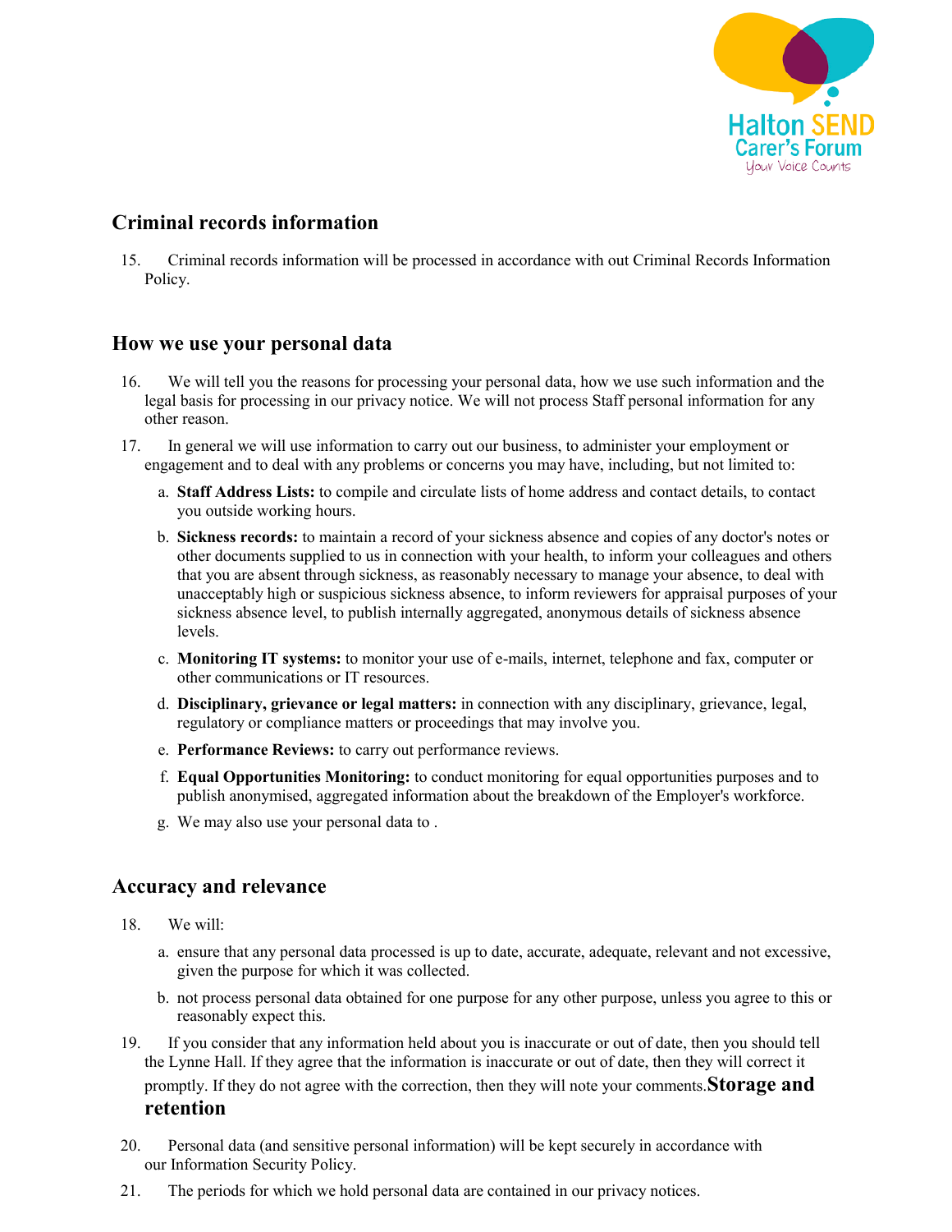## Criminal records information

15. Criminal records information will be processed in accordance with out Criminal Records Information Policy.

## How we use your personal data

16. We will tell you the reasons for processing your personal data, how we use such information and the legal basis for processing in our privacy notice. We will not process Staff personal information for any other reason.

17. In general we will use information to carry out our business, to administer your employment or engagement and to deal with any problems or concerns you may have, including, but not limited to:

    a. **Staff Address Lists:** to compile and circulate lists of home address and contact details, to contact you outside working hours.

    b. **Sickness records:** to maintain a record of your sickness absence and copies of any doctor's notes or other documents supplied to us in connection with your health, to inform your colleagues and others that you are absent through sickness, as reasonably necessary to manage your absence, to deal with unacceptably high or suspicious sickness absence, to inform reviewers for appraisal purposes of your sickness absence level, to publish internally aggregated, anonymous details of sickness absence levels.

    c. **Monitoring IT systems:** to monitor your use of e-mails, internet, telephone and fax, computer or other communications or IT resources.

    d. **Disciplinary, grievance or legal matters:** in connection with any disciplinary, grievance, legal, regulatory or compliance matters or proceedings that may involve you.

    e. **Performance Reviews:** to carry out performance reviews.

    f. **Equal Opportunities Monitoring:** to conduct monitoring for equal opportunities purposes and to publish anonymised, aggregated information about the breakdown of the Employer's workforce.

    g. We may also use your personal data to .

## Accuracy and relevance

18. We will:

    a. ensure that any personal data processed is up to date, accurate, adequate, relevant and not excessive, given the purpose for which it was collected.

    b. not process personal data obtained for one purpose for any other purpose, unless you agree to this or reasonably expect this.

19. If you consider that any information held about you is inaccurate or out of date, then you should tell the Lynne Hall. If they agree that the information is inaccurate or out of date, then they will correct it promptly. If they do not agree with the correction, then they will note your comments.

## Storage and retention

20. Personal data (and sensitive personal information) will be kept securely in accordance with our Information Security Policy.

21. The periods for which we hold personal data are contained in our privacy notices.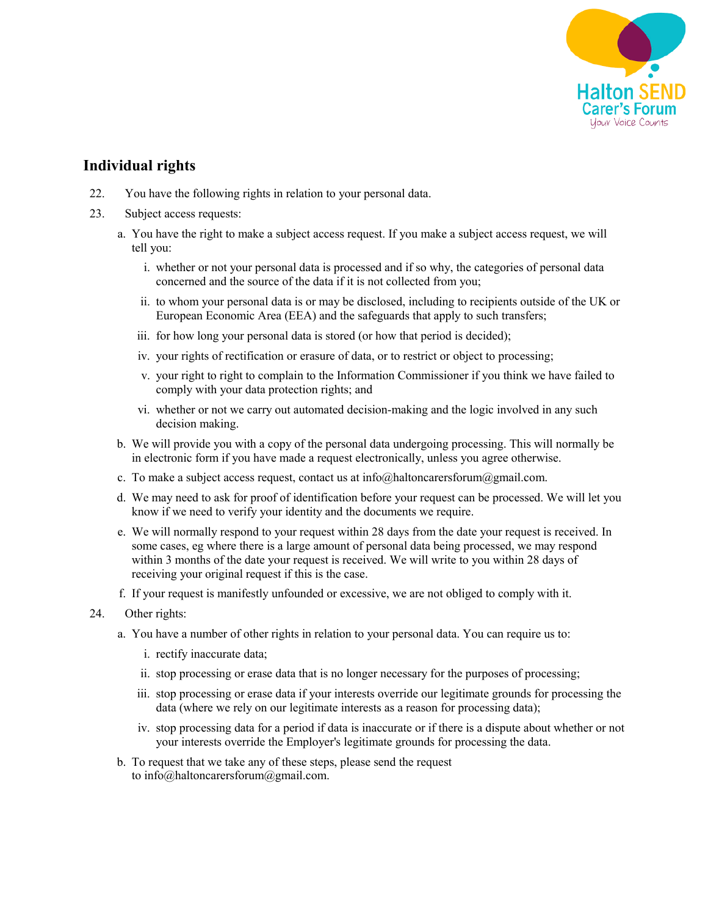## Individual rights

22. You have the following rights in relation to your personal data.

23. Subject access requests:

    a. You have the right to make a subject access request. If you make a subject access request, we will tell you:

        i. whether or not your personal data is processed and if so why, the categories of personal data concerned and the source of the data if it is not collected from you;

        ii. to whom your personal data is or may be disclosed, including to recipients outside of the UK or European Economic Area (EEA) and the safeguards that apply to such transfers;

        iii. for how long your personal data is stored (or how that period is decided);

        iv. your rights of rectification or erasure of data, or to restrict or object to processing;

        v. your right to right to complain to the Information Commissioner if you think we have failed to comply with your data protection rights; and

        vi. whether or not we carry out automated decision-making and the logic involved in any such decision making.

    b. We will provide you with a copy of the personal data undergoing processing. This will normally be in electronic form if you have made a request electronically, unless you agree otherwise.

    c. To make a subject access request, contact us at info@haltoncarersforum@gmail.com.

    d. We may need to ask for proof of identification before your request can be processed. We will let you know if we need to verify your identity and the documents we require.

    e. We will normally respond to your request within 28 days from the date your request is received. In some cases, eg where there is a large amount of personal data being processed, we may respond within 3 months of the date your request is received. We will write to you within 28 days of receiving your original request if this is the case.

    f. If your request is manifestly unfounded or excessive, we are not obliged to comply with it.

24. Other rights:

    a. You have a number of other rights in relation to your personal data. You can require us to:

        i. rectify inaccurate data;

        ii. stop processing or erase data that is no longer necessary for the purposes of processing;

        iii. stop processing or erase data if your interests override our legitimate grounds for processing the data (where we rely on our legitimate interests as a reason for processing data);

        iv. stop processing data for a period if data is inaccurate or if there is a dispute about whether or not your interests override the Employer's legitimate grounds for processing the data.

    b. To request that we take any of these steps, please send the request to info@haltoncarersforum@gmail.com.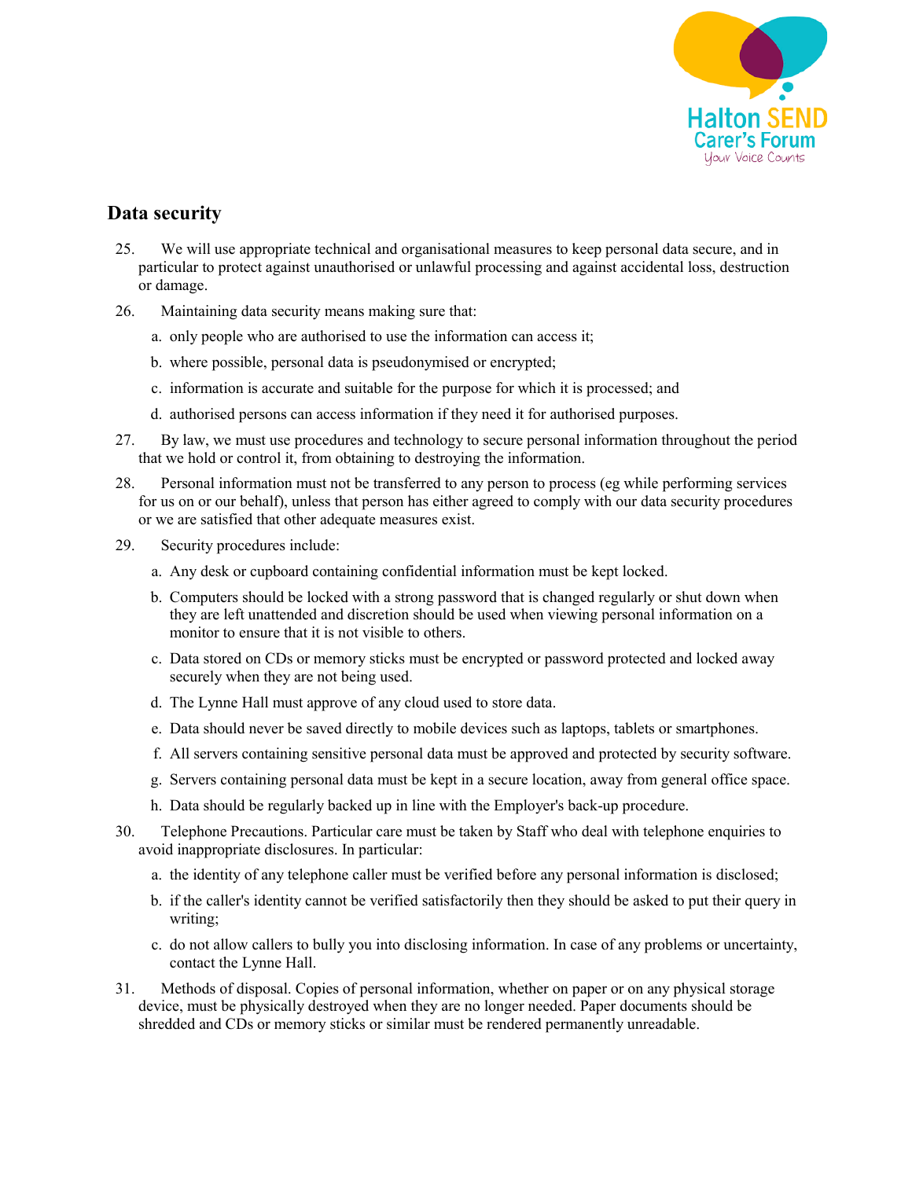## Data security

25. We will use appropriate technical and organisational measures to keep personal data secure, and in particular to protect against unauthorised or unlawful processing and against accidental loss, destruction or damage.

26. Maintaining data security means making sure that:

    a. only people who are authorised to use the information can access it;

    b. where possible, personal data is pseudonymised or encrypted;

    c. information is accurate and suitable for the purpose for which it is processed; and

    d. authorised persons can access information if they need it for authorised purposes.

27. By law, we must use procedures and technology to secure personal information throughout the period that we hold or control it, from obtaining to destroying the information.

28. Personal information must not be transferred to any person to process (eg while performing services for us on or our behalf), unless that person has either agreed to comply with our data security procedures or we are satisfied that other adequate measures exist.

29. Security procedures include:

    a. Any desk or cupboard containing confidential information must be kept locked.

    b. Computers should be locked with a strong password that is changed regularly or shut down when they are left unattended and discretion should be used when viewing personal information on a monitor to ensure that it is not visible to others.

    c. Data stored on CDs or memory sticks must be encrypted or password protected and locked away securely when they are not being used.

    d. The Lynne Hall must approve of any cloud used to store data.

    e. Data should never be saved directly to mobile devices such as laptops, tablets or smartphones.

    f. All servers containing sensitive personal data must be approved and protected by security software.

    g. Servers containing personal data must be kept in a secure location, away from general office space.

    h. Data should be regularly backed up in line with the Employer's back-up procedure.

30. Telephone Precautions. Particular care must be taken by Staff who deal with telephone enquiries to avoid inappropriate disclosures. In particular:

    a. the identity of any telephone caller must be verified before any personal information is disclosed;

    b. if the caller's identity cannot be verified satisfactorily then they should be asked to put their query in writing;

    c. do not allow callers to bully you into disclosing information. In case of any problems or uncertainty, contact the Lynne Hall.

31. Methods of disposal. Copies of personal information, whether on paper or on any physical storage device, must be physically destroyed when they are no longer needed. Paper documents should be shredded and CDs or memory sticks or similar must be rendered permanently unreadable.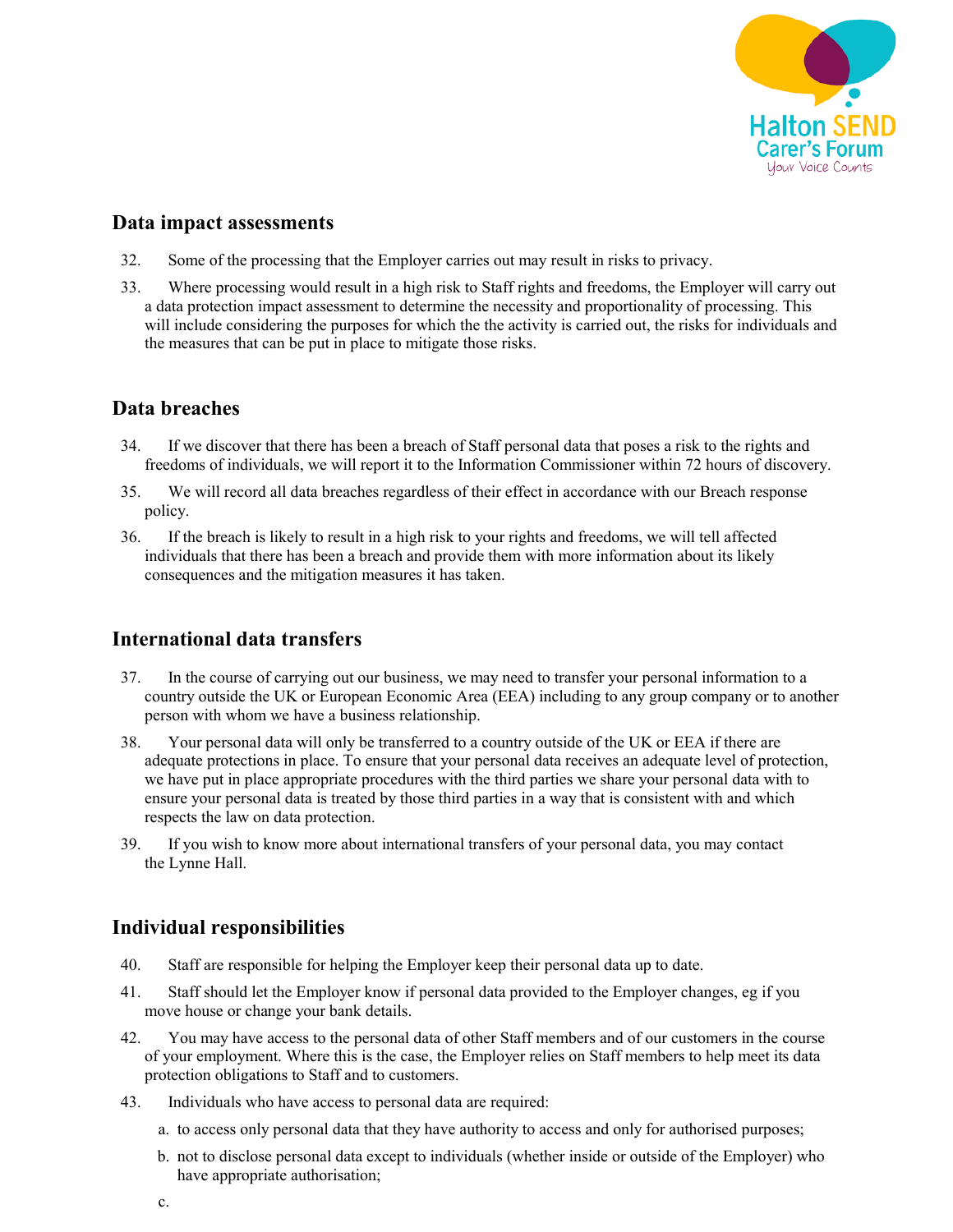## Data impact assessments

32. Some of the processing that the Employer carries out may result in risks to privacy.

33. Where processing would result in a high risk to Staff rights and freedoms, the Employer will carry out a data protection impact assessment to determine the necessity and proportionality of processing. This will include considering the purposes for which the the activity is carried out, the risks for individuals and the measures that can be put in place to mitigate those risks.

## Data breaches

34. If we discover that there has been a breach of Staff personal data that poses a risk to the rights and freedoms of individuals, we will report it to the Information Commissioner within 72 hours of discovery.

35. We will record all data breaches regardless of their effect in accordance with our Breach response policy.

36. If the breach is likely to result in a high risk to your rights and freedoms, we will tell affected individuals that there has been a breach and provide them with more information about its likely consequences and the mitigation measures it has taken.

## International data transfers

37. In the course of carrying out our business, we may need to transfer your personal information to a country outside the UK or European Economic Area (EEA) including to any group company or to another person with whom we have a business relationship.

38. Your personal data will only be transferred to a country outside of the UK or EEA if there are adequate protections in place. To ensure that your personal data receives an adequate level of protection, we have put in place appropriate procedures with the third parties we share your personal data with to ensure your personal data is treated by those third parties in a way that is consistent with and which respects the law on data protection.

39. If you wish to know more about international transfers of your personal data, you may contact the Lynne Hall.

## Individual responsibilities

40. Staff are responsible for helping the Employer keep their personal data up to date.

41. Staff should let the Employer know if personal data provided to the Employer changes, eg if you move house or change your bank details.

42. You may have access to the personal data of other Staff members and of our customers in the course of your employment. Where this is the case, the Employer relies on Staff members to help meet its data protection obligations to Staff and to customers.

43. Individuals who have access to personal data are required:

   a. to access only personal data that they have authority to access and only for authorised purposes;

   b. not to disclose personal data except to individuals (whether inside or outside of the Employer) who have appropriate authorisation;

   c.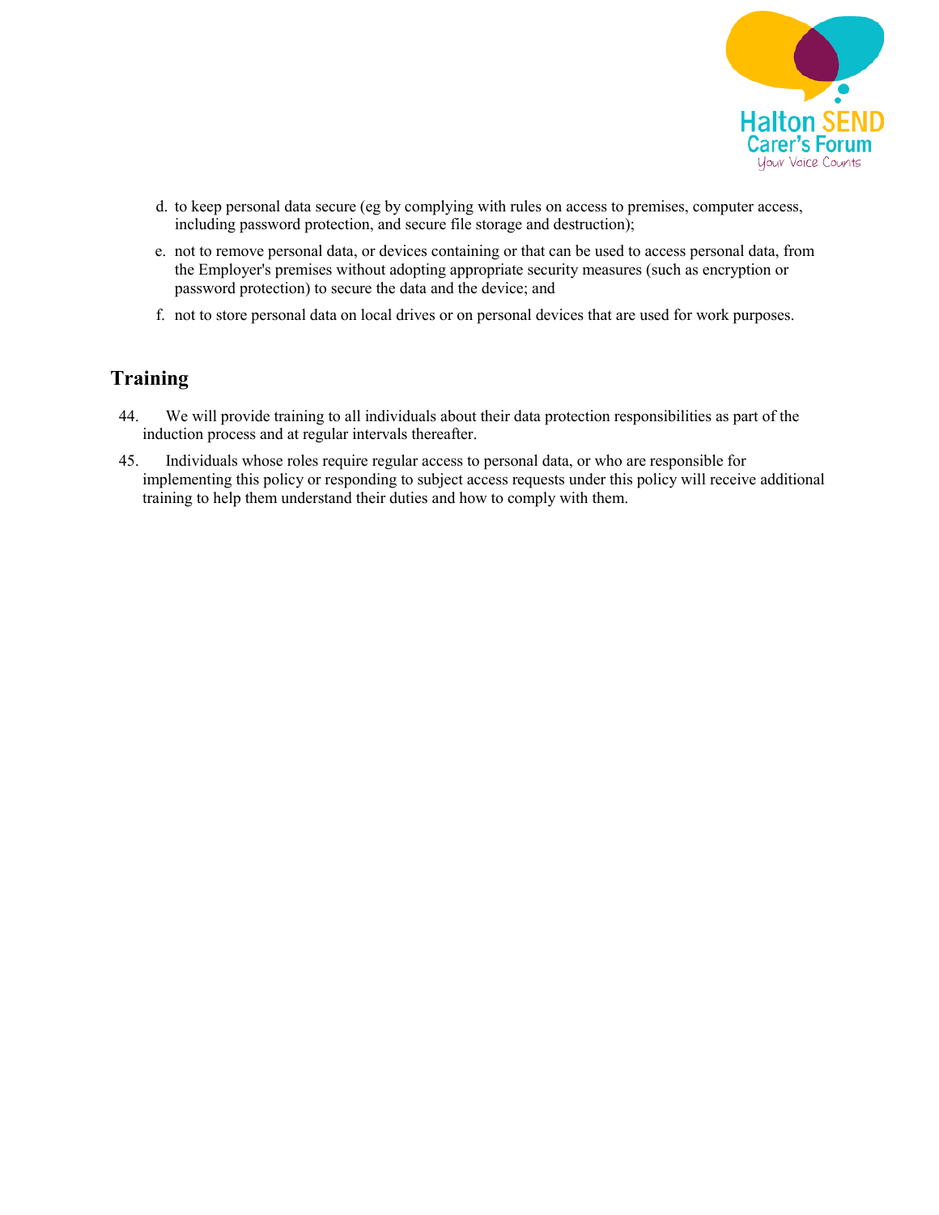d. to keep personal data secure (eg by complying with rules on access to premises, computer access, including password protection, and secure file storage and destruction);

e. not to remove personal data, or devices containing or that can be used to access personal data, from the Employer's premises without adopting appropriate security measures (such as encryption or password protection) to secure the data and the device; and

f. not to store personal data on local drives or on personal devices that are used for work purposes.

## Training

44. We will provide training to all individuals about their data protection responsibilities as part of the induction process and at regular intervals thereafter.

45. Individuals whose roles require regular access to personal data, or who are responsible for implementing this policy or responding to subject access requests under this policy will receive additional training to help them understand their duties and how to comply with them.